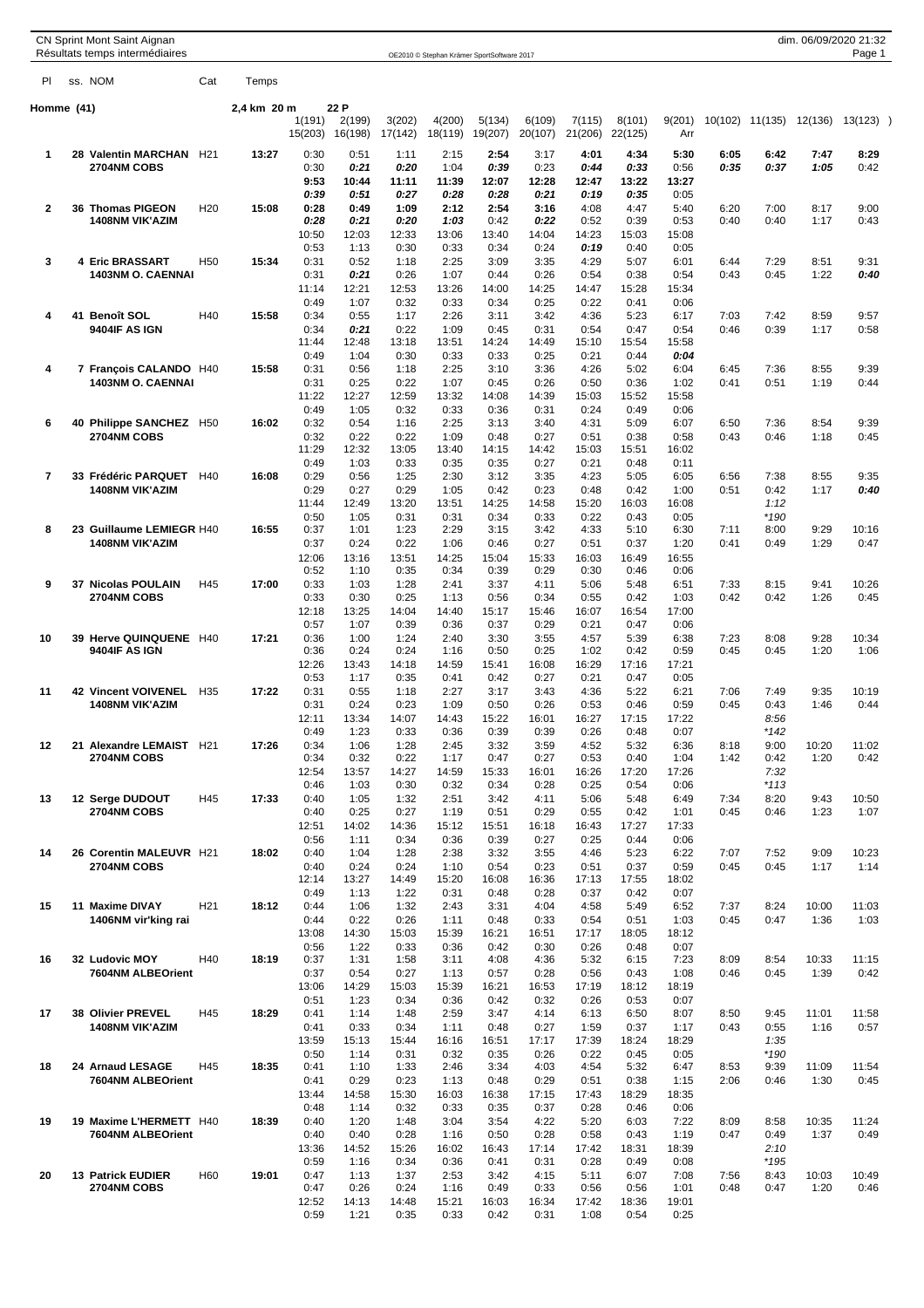CN Sprint Mont Saint Aignan

Résultats temps intermédiaires

| Pl | ss. | NOM | Cat | Temps | 1(191) | 2(199) | 3(202) | 4(200) | 5(134) | 6(109) | 7(115) | 8(101) | 9(201) | 10(102) | 11(135) | 12(136) | 13(123) ) |
|---|---|---|---|---|---|---|---|---|---|---|---|---|---|---|---|---|---|
| Homme (41) | | | | 2,4 km 20 m | | 22 P | | | | | | | | | | | |
| | | | | | 15(203) | 16(198) | 17(142) | 18(119) | 19(207) | 20(107) | 21(206) | 22(125) | Arr | | | | |
| 1 | 28 | Valentin MARCHAN | H21 | 13:27 | 0:30 | 0:51 | 1:11 | 2:15 | 2:54 | 3:17 | 4:01 | 4:34 | 5:30 | 6:05 | 6:42 | 7:47 | 8:29 |
| | | 2704NM COBS | | | 0:30 | 0:21 | 0:20 | 1:04 | 0:39 | 0:23 | 0:44 | 0:33 | 0:56 | 0:35 | 0:37 | 1:05 | 0:42 |
| | | | | | 9:53 | 10:44 | 11:11 | 11:39 | 12:07 | 12:28 | 12:47 | 13:22 | 13:27 | | | | |
| | | | | | 0:39 | 0:51 | 0:27 | 0:28 | 0:28 | 0:21 | 0:19 | 0:35 | 0:05 | | | | |
| 2 | 36 | Thomas PIGEON | H20 | 15:08 | 0:28 | 0:49 | 1:09 | 2:12 | 2:54 | 3:16 | 4:08 | 4:47 | 5:40 | 6:20 | 7:00 | 8:17 | 9:00 |
| | | 1408NM VIK'AZIM | | | 0:28 | 0:21 | 0:20 | 1:03 | 0:42 | 0:22 | 0:52 | 0:39 | 0:53 | 0:40 | 0:40 | 1:17 | 0:43 |
| | | | | | 10:50 | 12:03 | 12:33 | 13:06 | 13:40 | 14:04 | 14:23 | 15:03 | 15:08 | | | | |
| | | | | | 0:53 | 1:13 | 0:30 | 0:33 | 0:34 | 0:24 | 0:19 | 0:40 | 0:05 | | | | |
| 3 | 4 | Eric BRASSART | H50 | 15:34 | 0:31 | 0:52 | 1:18 | 2:25 | 3:09 | 3:35 | 4:29 | 5:07 | 6:01 | 6:44 | 7:29 | 8:51 | 9:31 |
| | | 1403NM O. CAENNAI | | | 0:31 | 0:21 | 0:26 | 1:07 | 0:44 | 0:26 | 0:54 | 0:38 | 0:54 | 0:43 | 0:45 | 1:22 | 0:40 |
| | | | | | 11:14 | 12:21 | 12:53 | 13:26 | 14:00 | 14:25 | 14:47 | 15:28 | 15:34 | | | | |
| | | | | | 0:49 | 1:07 | 0:32 | 0:33 | 0:34 | 0:25 | 0:22 | 0:41 | 0:06 | | | | |
| 4 | 41 | Benoît SOL | H40 | 15:58 | 0:34 | 0:55 | 1:17 | 2:26 | 3:11 | 3:42 | 4:36 | 5:23 | 6:17 | 7:03 | 7:42 | 8:59 | 9:57 |
| | | 9404IF AS IGN | | | 0:34 | 0:21 | 0:22 | 1:09 | 0:45 | 0:31 | 0:54 | 0:47 | 0:54 | 0:46 | 0:39 | 1:17 | 0:58 |
| | | | | | 11:44 | 12:48 | 13:18 | 13:51 | 14:24 | 14:49 | 15:10 | 15:54 | 15:58 | | | | |
| | | | | | 0:49 | 1:04 | 0:30 | 0:33 | 0:33 | 0:25 | 0:21 | 0:44 | 0:04 | | | | |
| 4 | 7 | François CALANDO | H40 | 15:58 | 0:31 | 0:56 | 1:18 | 2:25 | 3:10 | 3:36 | 4:26 | 5:02 | 6:04 | 6:45 | 7:36 | 8:55 | 9:39 |
| | | 1403NM O. CAENNAI | | | 0:31 | 0:25 | 0:22 | 1:07 | 0:45 | 0:26 | 0:50 | 0:36 | 1:02 | 0:41 | 0:51 | 1:19 | 0:44 |
| | | | | | 11:22 | 12:27 | 12:59 | 13:32 | 14:08 | 14:39 | 15:03 | 15:52 | 15:58 | | | | |
| | | | | | 0:49 | 1:05 | 0:32 | 0:33 | 0:36 | 0:31 | 0:24 | 0:49 | 0:06 | | | | |
| 6 | 40 | Philippe SANCHEZ | H50 | 16:02 | 0:32 | 0:54 | 1:16 | 2:25 | 3:13 | 3:40 | 4:31 | 5:09 | 6:07 | 6:50 | 7:36 | 8:54 | 9:39 |
| | | 2704NM COBS | | | 0:32 | 0:22 | 0:22 | 1:09 | 0:48 | 0:27 | 0:51 | 0:38 | 0:58 | 0:43 | 0:46 | 1:18 | 0:45 |
| | | | | | 11:29 | 12:32 | 13:05 | 13:40 | 14:15 | 14:42 | 15:03 | 15:51 | 16:02 | | | | |
| | | | | | 0:49 | 1:03 | 0:33 | 0:35 | 0:35 | 0:27 | 0:21 | 0:48 | 0:11 | | | | |
| 7 | 33 | Frédéric PARQUET | H40 | 16:08 | 0:29 | 0:56 | 1:25 | 2:30 | 3:12 | 3:35 | 4:23 | 5:05 | 6:05 | 6:56 | 7:38 | 8:55 | 9:35 |
| | | 1408NM VIK'AZIM | | | 0:29 | 0:27 | 0:29 | 1:05 | 0:42 | 0:23 | 0:48 | 0:42 | 1:00 | 0:51 | 0:42 | 1:17 | 0:40 |
| | | | | | 11:44 | 12:49 | 13:20 | 13:51 | 14:25 | 14:58 | 15:20 | 16:03 | 16:08 | | 1:12 | | |
| | | | | | 0:50 | 1:05 | 0:31 | 0:31 | 0:34 | 0:33 | 0:22 | 0:43 | 0:05 | | *190 | | |
| 8 | 23 | Guillaume LEMIEGR | H40 | 16:55 | 0:37 | 1:01 | 1:23 | 2:29 | 3:15 | 3:42 | 4:33 | 5:10 | 6:30 | 7:11 | 8:00 | 9:29 | 10:16 |
| | | 1408NM VIK'AZIM | | | 0:37 | 0:24 | 0:22 | 1:06 | 0:46 | 0:27 | 0:51 | 0:37 | 1:20 | 0:41 | 0:49 | 1:29 | 0:47 |
| | | | | | 12:06 | 13:16 | 13:51 | 14:25 | 15:04 | 15:33 | 16:03 | 16:49 | 16:55 | | | | |
| | | | | | 0:52 | 1:10 | 0:35 | 0:34 | 0:39 | 0:29 | 0:30 | 0:46 | 0:06 | | | | |
| 9 | 37 | Nicolas POULAIN | H45 | 17:00 | 0:33 | 1:03 | 1:28 | 2:41 | 3:37 | 4:11 | 5:06 | 5:48 | 6:51 | 7:33 | 8:15 | 9:41 | 10:26 |
| | | 2704NM COBS | | | 0:33 | 0:30 | 0:25 | 1:13 | 0:56 | 0:34 | 0:55 | 0:42 | 1:03 | 0:42 | 0:42 | 1:26 | 0:45 |
| | | | | | 12:18 | 13:25 | 14:04 | 14:40 | 15:17 | 15:46 | 16:07 | 16:54 | 17:00 | | | | |
| | | | | | 0:57 | 1:07 | 0:39 | 0:36 | 0:37 | 0:29 | 0:21 | 0:47 | 0:06 | | | | |
| 10 | 39 | Herve QUINQUENE | H40 | 17:21 | 0:36 | 1:00 | 1:24 | 2:40 | 3:30 | 3:55 | 4:57 | 5:39 | 6:38 | 7:23 | 8:08 | 9:28 | 10:34 |
| | | 9404IF AS IGN | | | 0:36 | 0:24 | 0:24 | 1:16 | 0:50 | 0:25 | 1:02 | 0:42 | 0:59 | 0:45 | 0:45 | 1:20 | 1:06 |
| | | | | | 12:26 | 13:43 | 14:18 | 14:59 | 15:41 | 16:08 | 16:29 | 17:16 | 17:21 | | | | |
| | | | | | 0:53 | 1:17 | 0:35 | 0:41 | 0:42 | 0:27 | 0:21 | 0:47 | 0:05 | | | | |
| 11 | 42 | Vincent VOIVENEL | H35 | 17:22 | 0:31 | 0:55 | 1:18 | 2:27 | 3:17 | 3:43 | 4:36 | 5:22 | 6:21 | 7:06 | 7:49 | 9:35 | 10:19 |
| | | 1408NM VIK'AZIM | | | 0:31 | 0:24 | 0:23 | 1:09 | 0:50 | 0:26 | 0:53 | 0:46 | 0:59 | 0:45 | 0:43 | 1:46 | 0:44 |
| | | | | | 12:11 | 13:34 | 14:07 | 14:43 | 15:22 | 16:01 | 16:27 | 17:15 | 17:22 | | 8:56 | | |
| | | | | | 0:49 | 1:23 | 0:33 | 0:36 | 0:39 | 0:39 | 0:26 | 0:48 | 0:07 | | *142 | | |
| 12 | 21 | Alexandre LEMAIST | H21 | 17:26 | 0:34 | 1:06 | 1:28 | 2:45 | 3:32 | 3:59 | 4:52 | 5:32 | 6:36 | 8:18 | 9:00 | 10:20 | 11:02 |
| | | 2704NM COBS | | | 0:34 | 0:32 | 0:22 | 1:17 | 0:47 | 0:27 | 0:53 | 0:40 | 1:04 | 1:42 | 0:42 | 1:20 | 0:42 |
| | | | | | 12:54 | 13:57 | 14:27 | 14:59 | 15:33 | 16:01 | 16:26 | 17:20 | 17:26 | | 7:32 | | |
| | | | | | 0:46 | 1:03 | 0:30 | 0:32 | 0:34 | 0:28 | 0:25 | 0:54 | 0:06 | | *113 | | |
| 13 | 12 | Serge DUDOUT | H45 | 17:33 | 0:40 | 1:05 | 1:32 | 2:51 | 3:42 | 4:11 | 5:06 | 5:48 | 6:49 | 7:34 | 8:20 | 9:43 | 10:50 |
| | | 2704NM COBS | | | 0:40 | 0:25 | 0:27 | 1:19 | 0:51 | 0:29 | 0:55 | 0:42 | 1:01 | 0:45 | 0:46 | 1:23 | 1:07 |
| | | | | | 12:51 | 14:02 | 14:36 | 15:12 | 15:51 | 16:18 | 16:43 | 17:27 | 17:33 | | | | |
| | | | | | 0:56 | 1:11 | 0:34 | 0:36 | 0:39 | 0:27 | 0:25 | 0:44 | 0:06 | | | | |
| 14 | 26 | Corentin MALEUVR | H21 | 18:02 | 0:40 | 1:04 | 1:28 | 2:38 | 3:32 | 3:55 | 4:46 | 5:23 | 6:22 | 7:07 | 7:52 | 9:09 | 10:23 |
| | | 2704NM COBS | | | 0:40 | 0:24 | 0:24 | 1:10 | 0:54 | 0:23 | 0:51 | 0:37 | 0:59 | 0:45 | 0:45 | 1:17 | 1:14 |
| | | | | | 12:14 | 13:27 | 14:49 | 15:20 | 16:08 | 16:36 | 17:13 | 17:55 | 18:02 | | | | |
| | | | | | 0:49 | 1:13 | 1:22 | 0:31 | 0:48 | 0:28 | 0:37 | 0:42 | 0:07 | | | | |
| 15 | 11 | Maxime DIVAY | H21 | 18:12 | 0:44 | 1:06 | 1:32 | 2:43 | 3:31 | 4:04 | 4:58 | 5:49 | 6:52 | 7:37 | 8:24 | 10:00 | 11:03 |
| | | 1406NM vir'king rai | | | 0:44 | 0:22 | 0:26 | 1:11 | 0:48 | 0:33 | 0:54 | 0:51 | 1:03 | 0:45 | 0:47 | 1:36 | 1:03 |
| | | | | | 13:08 | 14:30 | 15:03 | 15:39 | 16:21 | 16:51 | 17:17 | 18:05 | 18:12 | | | | |
| | | | | | 0:56 | 1:22 | 0:33 | 0:36 | 0:42 | 0:30 | 0:26 | 0:48 | 0:07 | | | | |
| 16 | 32 | Ludovic MOY | H40 | 18:19 | 0:37 | 1:31 | 1:58 | 3:11 | 4:08 | 4:36 | 5:32 | 6:15 | 7:23 | 8:09 | 8:54 | 10:33 | 11:15 |
| | | 7604NM ALBEOrient | | | 0:37 | 0:54 | 0:27 | 1:13 | 0:57 | 0:28 | 0:56 | 0:43 | 1:08 | 0:46 | 0:45 | 1:39 | 0:42 |
| | | | | | 13:06 | 14:29 | 15:03 | 15:39 | 16:21 | 16:53 | 17:19 | 18:12 | 18:19 | | | | |
| | | | | | 0:51 | 1:23 | 0:34 | 0:36 | 0:42 | 0:32 | 0:26 | 0:53 | 0:07 | | | | |
| 17 | 38 | Olivier PREVEL | H45 | 18:29 | 0:41 | 1:14 | 1:48 | 2:59 | 3:47 | 4:14 | 6:13 | 6:50 | 8:07 | 8:50 | 9:45 | 11:01 | 11:58 |
| | | 1408NM VIK'AZIM | | | 0:41 | 0:33 | 0:34 | 1:11 | 0:48 | 0:27 | 1:59 | 0:37 | 1:17 | 0:43 | 0:55 | 1:16 | 0:57 |
| | | | | | 13:59 | 15:13 | 15:44 | 16:16 | 16:51 | 17:17 | 17:39 | 18:24 | 18:29 | | 1:35 | | |
| | | | | | 0:50 | 1:14 | 0:31 | 0:32 | 0:35 | 0:26 | 0:22 | 0:45 | 0:05 | | *190 | | |
| 18 | 24 | Arnaud LESAGE | H45 | 18:35 | 0:41 | 1:10 | 1:33 | 2:46 | 3:34 | 4:03 | 4:54 | 5:32 | 6:47 | 8:53 | 9:39 | 11:09 | 11:54 |
| | | 7604NM ALBEOrient | | | 0:41 | 0:29 | 0:23 | 1:13 | 0:48 | 0:29 | 0:51 | 0:38 | 1:15 | 2:06 | 0:46 | 1:30 | 0:45 |
| | | | | | 13:44 | 14:58 | 15:30 | 16:03 | 16:38 | 17:15 | 17:43 | 18:29 | 18:35 | | | | |
| | | | | | 0:48 | 1:14 | 0:32 | 0:33 | 0:35 | 0:37 | 0:28 | 0:46 | 0:06 | | | | |
| 19 | 19 | Maxime L'HERMETT | H40 | 18:39 | 0:40 | 1:20 | 1:48 | 3:04 | 3:54 | 4:22 | 5:20 | 6:03 | 7:22 | 8:09 | 8:58 | 10:35 | 11:24 |
| | | 7604NM ALBEOrient | | | 0:40 | 0:40 | 0:28 | 1:16 | 0:50 | 0:28 | 0:58 | 0:43 | 1:19 | 0:47 | 0:49 | 1:37 | 0:49 |
| | | | | | 13:36 | 14:52 | 15:26 | 16:02 | 16:43 | 17:14 | 17:42 | 18:31 | 18:39 | | 2:10 | | |
| | | | | | 0:59 | 1:16 | 0:34 | 0:36 | 0:41 | 0:31 | 0:28 | 0:49 | 0:08 | | *195 | | |
| 20 | 13 | Patrick EUDIER | H60 | 19:01 | 0:47 | 1:13 | 1:37 | 2:53 | 3:42 | 4:15 | 5:11 | 6:07 | 7:08 | 7:56 | 8:43 | 10:03 | 10:49 |
| | | 2704NM COBS | | | 0:47 | 0:26 | 0:24 | 1:16 | 0:49 | 0:33 | 0:56 | 0:56 | 1:01 | 0:48 | 0:47 | 1:20 | 0:46 |
| | | | | | 12:52 | 14:13 | 14:48 | 15:21 | 16:03 | 16:34 | 17:42 | 18:36 | 19:01 | | | | |
| | | | | | 0:59 | 1:21 | 0:35 | 0:33 | 0:42 | 0:31 | 1:08 | 0:54 | 0:25 | | | | |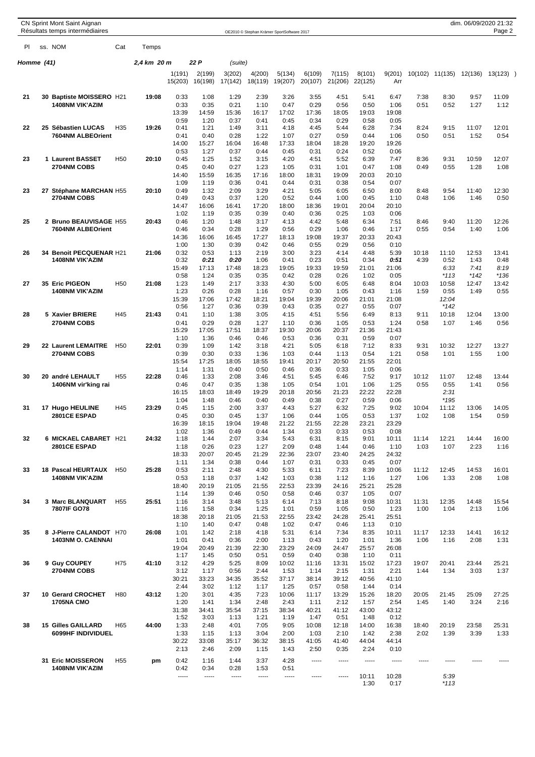**Homme (41)** 2,4 km 20 m 22 P (suite)

| Pl | ss. | NOM | Cat | Temps | 1(191) | 2(199) | 3(202) | 4(200) | 5(134) | 6(109) | 7(115) | 8(101) | 9(201) | 10(102) | 11(135) | 12(136) | 13(123) |
|---|---|---|---|---|---|---|---|---|---|---|---|---|---|---|---|---|---|
| | | | | | 15(203) | 16(198) | 17(142) | 18(119) | 19(207) | 20(107) | 21(206) | 22(125) | Arr | | | | |
| 21 | 30 | **Baptiste MOISSERO** | H21 | 19:08 | 0:33 | 1:08 | 1:29 | 2:39 | 3:26 | 3:55 | 4:51 | 5:41 | 6:47 | 7:38 | 8:30 | 9:57 | 11:09 |
| | | **1408NM VIK'AZIM** | | | 0:33 | 0:35 | 0:21 | 1:10 | 0:47 | 0:29 | 0:56 | 0:50 | 1:06 | 0:51 | 0:52 | 1:27 | 1:12 |
| | | | | | 13:39 | 14:59 | 15:36 | 16:17 | 17:02 | 17:36 | 18:05 | 19:03 | 19:08 | | | | |
| | | | | | 0:59 | 1:20 | 0:37 | 0:41 | 0:45 | 0:34 | 0:29 | 0:58 | 0:05 | | | | |
| 22 | 25 | **Sébastien LUCAS** | H35 | 19:26 | 0:41 | 1:21 | 1:49 | 3:11 | 4:18 | 4:45 | 5:44 | 6:28 | 7:34 | 8:24 | 9:15 | 11:07 | 12:01 |
| | | **7604NM ALBEOrient** | | | 0:41 | 0:40 | 0:28 | 1:22 | 1:07 | 0:27 | 0:59 | 0:44 | 1:06 | 0:50 | 0:51 | 1:52 | 0:54 |
| | | | | | 14:00 | 15:27 | 16:04 | 16:48 | 17:33 | 18:04 | 18:28 | 19:20 | 19:26 | | | | |
| | | | | | 0:53 | 1:27 | 0:37 | 0:44 | 0:45 | 0:31 | 0:24 | 0:52 | 0:06 | | | | |
| 23 | 1 | **Laurent BASSET** | H50 | 20:10 | 0:45 | 1:25 | 1:52 | 3:15 | 4:20 | 4:51 | 5:52 | 6:39 | 7:47 | 8:36 | 9:31 | 10:59 | 12:07 |
| | | **2704NM COBS** | | | 0:45 | 0:40 | 0:27 | 1:23 | 1:05 | 0:31 | 1:01 | 0:47 | 1:08 | 0:49 | 0:55 | 1:28 | 1:08 |
| | | | | | 14:40 | 15:59 | 16:35 | 17:16 | 18:00 | 18:31 | 19:09 | 20:03 | 20:10 | | | | |
| | | | | | 1:09 | 1:19 | 0:36 | 0:41 | 0:44 | 0:31 | 0:38 | 0:54 | 0:07 | | | | |
| 23 | 27 | **Stéphane MARCHAN** | H55 | 20:10 | 0:49 | 1:32 | 2:09 | 3:29 | 4:21 | 5:05 | 6:05 | 6:50 | 8:00 | 8:48 | 9:54 | 11:40 | 12:30 |
| | | **2704NM COBS** | | | 0:49 | 0:43 | 0:37 | 1:20 | 0:52 | 0:44 | 1:00 | 0:45 | 1:10 | 0:48 | 1:06 | 1:46 | 0:50 |
| | | | | | 14:47 | 16:06 | 16:41 | 17:20 | 18:00 | 18:36 | 19:01 | 20:04 | 20:10 | | | | |
| | | | | | 1:02 | 1:19 | 0:35 | 0:39 | 0:40 | 0:36 | 0:25 | 1:03 | 0:06 | | | | |
| 25 | 2 | **Bruno BEAUVISAGE** | H55 | 20:43 | 0:46 | 1:20 | 1:48 | 3:17 | 4:13 | 4:42 | 5:48 | 6:34 | 7:51 | 8:46 | 9:40 | 11:20 | 12:26 |
| | | **7604NM ALBEOrient** | | | 0:46 | 0:34 | 0:28 | 1:29 | 0:56 | 0:29 | 1:06 | 0:46 | 1:17 | 0:55 | 0:54 | 1:40 | 1:06 |
| | | | | | 14:36 | 16:06 | 16:45 | 17:27 | 18:13 | 19:08 | 19:37 | 20:33 | 20:43 | | | | |
| | | | | | 1:00 | 1:30 | 0:39 | 0:42 | 0:46 | 0:55 | 0:29 | 0:56 | 0:10 | | | | |
| 26 | 34 | **Benoit PECQUENAR** | H21 | 21:06 | 0:32 | 0:53 | 1:13 | 2:19 | 3:00 | 3:23 | 4:14 | 4:48 | 5:39 | 10:18 | 11:10 | 12:53 | 13:41 |
| | | **1408NM VIK'AZIM** | | | 0:32 | ***0:21*** | ***0:20*** | 1:06 | 0:41 | 0:23 | 0:51 | 0:34 | ***0:51*** | 4:39 | 0:52 | 1:43 | 0:48 |
| | | | | | 15:49 | 17:13 | 17:48 | 18:23 | 19:05 | 19:33 | 19:59 | 21:01 | 21:06 | | *6:33* | *7:41* | *8:19* |
| | | | | | 0:58 | 1:24 | 0:35 | 0:35 | 0:42 | 0:28 | 0:26 | 1:02 | 0:05 | | *113 | *142 | *136 |
| 27 | 35 | **Eric PIGEON** | H50 | 21:08 | 1:23 | 1:49 | 2:17 | 3:33 | 4:30 | 5:00 | 6:05 | 6:48 | 8:04 | 10:03 | 10:58 | 12:47 | 13:42 |
| | | **1408NM VIK'AZIM** | | | 1:23 | 0:26 | 0:28 | 1:16 | 0:57 | 0:30 | 1:05 | 0:43 | 1:16 | 1:59 | 0:55 | 1:49 | 0:55 |
| | | | | | 15:39 | 17:06 | 17:42 | 18:21 | 19:04 | 19:39 | 20:06 | 21:01 | 21:08 | | *12:04* | | |
| | | | | | 0:56 | 1:27 | 0:36 | 0:39 | 0:43 | 0:35 | 0:27 | 0:55 | 0:07 | | *142 | | |
| 28 | 5 | **Xavier BRIERE** | H45 | 21:43 | 0:41 | 1:10 | 1:38 | 3:05 | 4:15 | 4:51 | 5:56 | 6:49 | 8:13 | 9:11 | 10:18 | 12:04 | 13:00 |
| | | **2704NM COBS** | | | 0:41 | 0:29 | 0:28 | 1:27 | 1:10 | 0:36 | 1:05 | 0:53 | 1:24 | 0:58 | 1:07 | 1:46 | 0:56 |
| | | | | | 15:29 | 17:05 | 17:51 | 18:37 | 19:30 | 20:06 | 20:37 | 21:36 | 21:43 | | | | |
| | | | | | 1:10 | 1:36 | 0:46 | 0:46 | 0:53 | 0:36 | 0:31 | 0:59 | 0:07 | | | | |
| 29 | 22 | **Laurent LEMAITRE** | H50 | 22:01 | 0:39 | 1:09 | 1:42 | 3:18 | 4:21 | 5:05 | 6:18 | 7:12 | 8:33 | 9:31 | 10:32 | 12:27 | 13:27 |
| | | **2704NM COBS** | | | 0:39 | 0:30 | 0:33 | 1:36 | 1:03 | 0:44 | 1:13 | 0:54 | 1:21 | 0:58 | 1:01 | 1:55 | 1:00 |
| | | | | | 15:54 | 17:25 | 18:05 | 18:55 | 19:41 | 20:17 | 20:50 | 21:55 | 22:01 | | | | |
| | | | | | 1:14 | 1:31 | 0:40 | 0:50 | 0:46 | 0:36 | 0:33 | 1:05 | 0:06 | | | | |
| 30 | 20 | **andré LEHAULT** | H55 | 22:28 | 0:46 | 1:33 | 2:08 | 3:46 | 4:51 | 5:45 | 6:46 | 7:52 | 9:17 | 10:12 | 11:07 | 12:48 | 13:44 |
| | | **1406NM vir'king rai** | | | 0:46 | 0:47 | 0:35 | 1:38 | 1:05 | 0:54 | 1:01 | 1:06 | 1:25 | 0:55 | 0:55 | 1:41 | 0:56 |
| | | | | | 16:15 | 18:03 | 18:49 | 19:29 | 20:18 | 20:56 | 21:23 | 22:22 | 22:28 | | *2:31* | | |
| | | | | | 1:04 | 1:48 | 0:46 | 0:40 | 0:49 | 0:38 | 0:27 | 0:59 | 0:06 | | *195 | | |
| 31 | 17 | **Hugo HEULINE** | H45 | 23:29 | 0:45 | 1:15 | 2:00 | 3:37 | 4:43 | 5:27 | 6:32 | 7:25 | 9:02 | 10:04 | 11:12 | 13:06 | 14:05 |
| | | **2801CE ESPAD** | | | 0:45 | 0:30 | 0:45 | 1:37 | 1:06 | 0:44 | 1:05 | 0:53 | 1:37 | 1:02 | 1:08 | 1:54 | 0:59 |
| | | | | | 16:39 | 18:15 | 19:04 | 19:48 | 21:22 | 21:55 | 22:28 | 23:21 | 23:29 | | | | |
| | | | | | 1:02 | 1:36 | 0:49 | 0:44 | 1:34 | 0:33 | 0:33 | 0:53 | 0:08 | | | | |
| 32 | 6 | **MICKAEL CABARET** | H21 | 24:32 | 1:18 | 1:44 | 2:07 | 3:34 | 5:43 | 6:31 | 8:15 | 9:01 | 10:11 | 11:14 | 12:21 | 14:44 | 16:00 |
| | | **2801CE ESPAD** | | | 1:18 | 0:26 | 0:23 | 1:27 | 2:09 | 0:48 | 1:44 | 0:46 | 1:10 | 1:03 | 1:07 | 2:23 | 1:16 |
| | | | | | 18:33 | 20:07 | 20:45 | 21:29 | 22:36 | 23:07 | 23:40 | 24:25 | 24:32 | | | | |
| | | | | | 1:11 | 1:34 | 0:38 | 0:44 | 1:07 | 0:31 | 0:33 | 0:45 | 0:07 | | | | |
| 33 | 18 | **Pascal HEURTAUX** | H50 | 25:28 | 0:53 | 2:11 | 2:48 | 4:30 | 5:33 | 6:11 | 7:23 | 8:39 | 10:06 | 11:12 | 12:45 | 14:53 | 16:01 |
| | | **1408NM VIK'AZIM** | | | 0:53 | 1:18 | 0:37 | 1:42 | 1:03 | 0:38 | 1:12 | 1:16 | 1:27 | 1:06 | 1:33 | 2:08 | 1:08 |
| | | | | | 18:40 | 20:19 | 21:05 | 21:55 | 22:53 | 23:39 | 24:16 | 25:21 | 25:28 | | | | |
| | | | | | 1:14 | 1:39 | 0:46 | 0:50 | 0:58 | 0:46 | 0:37 | 1:05 | 0:07 | | | | |
| 34 | 3 | **Marc BLANQUART** | H55 | 25:51 | 1:16 | 3:14 | 3:48 | 5:13 | 6:14 | 7:13 | 8:18 | 9:08 | 10:31 | 11:31 | 12:35 | 14:48 | 15:54 |
| | | **7807IF GO78** | | | 1:16 | 1:58 | 0:34 | 1:25 | 1:01 | 0:59 | 1:05 | 0:50 | 1:23 | 1:00 | 1:04 | 2:13 | 1:06 |
| | | | | | 18:38 | 20:18 | 21:05 | 21:53 | 22:55 | 23:42 | 24:28 | 25:41 | 25:51 | | | | |
| | | | | | 1:10 | 1:40 | 0:47 | 0:48 | 1:02 | 0:47 | 0:46 | 1:13 | 0:10 | | | | |
| 35 | 8 | **J-Pierre CALANDOT** | H70 | 26:08 | 1:01 | 1:42 | 2:18 | 4:18 | 5:31 | 6:14 | 7:34 | 8:35 | 10:11 | 11:17 | 12:33 | 14:41 | 16:12 |
| | | **1403NM O. CAENNAI** | | | 1:01 | 0:41 | 0:36 | 2:00 | 1:13 | 0:43 | 1:20 | 1:01 | 1:36 | 1:06 | 1:16 | 2:08 | 1:31 |
| | | | | | 19:04 | 20:49 | 21:39 | 22:30 | 23:29 | 24:09 | 24:47 | 25:57 | 26:08 | | | | |
| | | | | | 1:17 | 1:45 | 0:50 | 0:51 | 0:59 | 0:40 | 0:38 | 1:10 | 0:11 | | | | |
| 36 | 9 | **Guy COUPEY** | H75 | 41:10 | 3:12 | 4:29 | 5:25 | 8:09 | 10:02 | 11:16 | 13:31 | 15:02 | 17:23 | 19:07 | 20:41 | 23:44 | 25:21 |
| | | **2704NM COBS** | | | 3:12 | 1:17 | 0:56 | 2:44 | 1:53 | 1:14 | 2:15 | 1:31 | 2:21 | 1:44 | 1:34 | 3:03 | 1:37 |
| | | | | | 30:21 | 33:23 | 34:35 | 35:52 | 37:17 | 38:14 | 39:12 | 40:56 | 41:10 | | | | |
| | | | | | 2:44 | 3:02 | 1:12 | 1:17 | 1:25 | 0:57 | 0:58 | 1:44 | 0:14 | | | | |
| 37 | 10 | **Gerard CROCHET** | H80 | 43:12 | 1:20 | 3:01 | 4:35 | 7:23 | 10:06 | 11:17 | 13:29 | 15:26 | 18:20 | 20:05 | 21:45 | 25:09 | 27:25 |
| | | **1705NA CMO** | | | 1:20 | 1:41 | 1:34 | 2:48 | 2:43 | 1:11 | 2:12 | 1:57 | 2:54 | 1:45 | 1:40 | 3:24 | 2:16 |
| | | | | | 31:38 | 34:41 | 35:54 | 37:15 | 38:34 | 40:21 | 41:12 | 43:00 | 43:12 | | | | |
| | | | | | 1:52 | 3:03 | 1:13 | 1:21 | 1:19 | 1:47 | 0:51 | 1:48 | 0:12 | | | | |
| 38 | 15 | **Gilles GAILLARD** | H65 | 44:00 | 1:33 | 2:48 | 4:01 | 7:05 | 9:05 | 10:08 | 12:18 | 14:00 | 16:38 | 18:40 | 20:19 | 23:58 | 25:31 |
| | | **6099HF INDIVIDUEL** | | | 1:33 | 1:15 | 1:13 | 3:04 | 2:00 | 1:03 | 2:10 | 1:42 | 2:38 | 2:02 | 1:39 | 3:39 | 1:33 |
| | | | | | 30:22 | 33:08 | 35:17 | 36:32 | 38:15 | 41:05 | 41:40 | 44:04 | 44:14 | | | | |
| | | | | | 2:13 | 2:46 | 2:09 | 1:15 | 1:43 | 2:50 | 0:35 | 2:24 | 0:10 | | | | |
| | 31 | **Eric MOISSERON** | H55 | pm | 0:42 | 1:16 | 1:44 | 3:37 | 4:28 | ----- | ----- | ----- | ----- | ----- | ----- | ----- | ----- |
| | | **1408NM VIK'AZIM** | | | 0:42 | 0:34 | 0:28 | 1:53 | 0:51 | | | | | | | | |
| | | | | | ----- | ----- | ----- | ----- | ----- | ----- | ----- | 10:11 | 10:28 | | *5:39* | | |
| | | | | | | | | | | | | 1:30 | 0:17 | | *113 | | |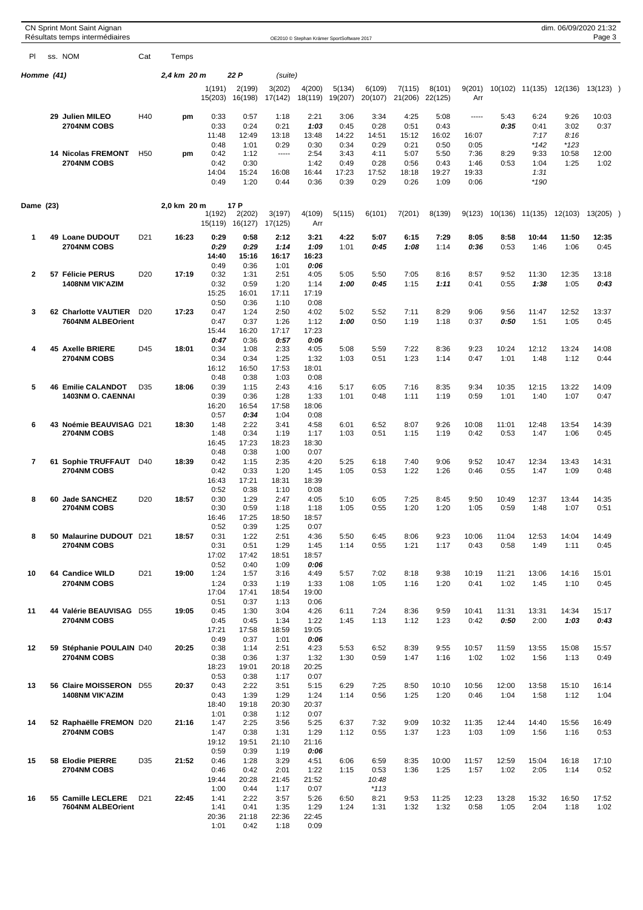CN Sprint Mont Saint Aignan
Résultats temps intermédiaires

OE2010 © Stephan Krämer SportSoftware 2017

dim. 06/09/2020 21:32

## Homme (41) — 2,4 km 20 m — 22 P (suite)

| Pl | ss. | NOM | Cat | Temps | 1(191) 15(203) | 2(199) 16(198) | 3(202) 17(142) | 4(200) 18(119) | 5(134) 19(207) | 6(109) 20(107) | 7(115) 21(206) | 8(101) 22(125) | 9(201) Arr | 10(102) | 11(135) | 12(136) | 13(123) |
|---|---|---|---|---|---|---|---|---|---|---|---|---|---|---|---|---|---|
| | 29 | Julien MILEO<br>2704NM COBS | H40 | pm | 0:33<br>0:33<br>11:48<br>0:48 | 0:57<br>0:24<br>12:49<br>1:01 | 1:18<br>0:21<br>13:18<br>0:29 | 2:21<br>*1:03*<br>13:48<br>0:30 | 3:06<br>0:45<br>14:22<br>0:34 | 3:34<br>0:28<br>14:51<br>0:29 | 4:25<br>0:51<br>15:12<br>0:21 | 5:08<br>0:43<br>16:02<br>0:50 | -----<br><br>16:07<br>0:05 | 5:43<br>*0:35* | 6:24<br>0:41<br>*7:17*<br>*\*142* | 9:26<br>3:02<br>*8:16*<br>*\*123* | 10:03<br>0:37 |
| | 14 | Nicolas FREMONT<br>2704NM COBS | H50 | pm | 0:42<br>0:42<br>14:04<br>0:49 | 1:12<br>0:30<br>15:24<br>1:20 | -----<br><br>16:08<br>0:44 | 2:54<br>1:42<br>16:44<br>0:36 | 3:43<br>0:49<br>17:23<br>0:39 | 4:11<br>0:28<br>17:52<br>0:29 | 5:07<br>0:56<br>18:18<br>0:26 | 5:50<br>0:43<br>19:27<br>1:09 | 7:36<br>1:46<br>19:33<br>0:06 | 8:29<br>0:53 | 9:33<br>1:04<br>*1:31*<br>*\*190* | 10:58<br>1:25 | 12:00<br>1:02 |

## Dame (23) — 2,0 km 20 m — 17 P

| Pl | ss. | NOM | Cat | Temps | 1(192) 15(119) | 2(202) 16(127) | 3(197) 17(125) | 4(109) Arr | 5(115) | 6(101) | 7(201) | 8(139) | 9(123) | 10(136) | 11(135) | 12(103) | 13(205) |
|---|---|---|---|---|---|---|---|---|---|---|---|---|---|---|---|---|---|
| 1 | 49 | **Loane DUDOUT**<br>**2704NM COBS** | D21 | **16:23** | **0:29**<br>*0:29*<br>**14:40**<br>0:49 | **0:58**<br>*0:29*<br>**15:16**<br>0:36 | **2:12**<br>*1:14*<br>**16:17**<br>1:01 | **3:21**<br>*1:09*<br>**16:23**<br>*0:06* | **4:22**<br>1:01 | **5:07**<br>*0:45* | **6:15**<br>*1:08* | **7:29**<br>1:14 | **8:05**<br>*0:36* | **8:58**<br>0:53 | **10:44**<br>1:46 | **11:50**<br>1:06 | **12:35**<br>0:45 |
| 2 | 57 | Félicie PERUS<br>1408NM VIK'AZIM | D20 | 17:19 | 0:32<br>0:32<br>15:25<br>0:50 | 1:31<br>0:59<br>16:01<br>0:36 | 2:51<br>1:20<br>17:11<br>1:10 | 4:05<br>1:14<br>17:19<br>0:08 | 5:05<br>*1:00* | 5:50<br>*0:45* | 7:05<br>1:15 | 8:16<br>*1:11* | 8:57<br>0:41 | 9:52<br>0:55 | 11:30<br>*1:38* | 12:35<br>1:05 | 13:18<br>*0:43* |
| 3 | 62 | Charlotte VAUTIER<br>7604NM ALBEOrient | D20 | 17:23 | 0:47<br>0:47<br>15:44<br>*0:47* | 1:24<br>0:37<br>16:20<br>0:36 | 2:50<br>1:26<br>17:17<br>*0:57* | 4:02<br>1:12<br>17:23<br>*0:06* | 5:02<br>*1:00* | 5:52<br>0:50 | 7:11<br>1:19 | 8:29<br>1:18 | 9:06<br>0:37 | 9:56<br>*0:50* | 11:47<br>1:51 | 12:52<br>1:05 | 13:37<br>0:45 |
| 4 | 45 | Axelle BRIERE<br>2704NM COBS | D45 | 18:01 | 0:34<br>0:34<br>16:12<br>0:48 | 1:08<br>0:34<br>16:50<br>0:38 | 2:33<br>1:25<br>17:53<br>1:03 | 4:05<br>1:32<br>18:01<br>0:08 | 5:08<br>1:03 | 5:59<br>0:51 | 7:22<br>1:23 | 8:36<br>1:14 | 9:23<br>0:47 | 10:24<br>1:01 | 12:12<br>1:48 | 13:24<br>1:12 | 14:08<br>0:44 |
| 5 | 46 | Emilie CALANDOT<br>1403NM O. CAENNAI | D35 | 18:06 | 0:39<br>0:39<br>16:20<br>0:57 | 1:15<br>0:36<br>16:54<br>*0:34* | 2:43<br>1:28<br>17:58<br>1:04 | 4:16<br>1:33<br>18:06<br>0:08 | 5:17<br>1:01 | 6:05<br>0:48 | 7:16<br>1:11 | 8:35<br>1:19 | 9:34<br>0:59 | 10:35<br>1:01 | 12:15<br>1:40 | 13:22<br>1:07 | 14:09<br>0:47 |
| 6 | 43 | Noémie BEAUVISAG<br>2704NM COBS | D21 | 18:30 | 1:48<br>1:48<br>16:45<br>0:48 | 2:22<br>0:34<br>17:23<br>0:38 | 3:41<br>1:19<br>18:23<br>1:00 | 4:58<br>1:17<br>18:30<br>0:07 | 6:01<br>1:03 | 6:52<br>0:51 | 8:07<br>1:15 | 9:26<br>1:19 | 10:08<br>0:42 | 11:01<br>0:53 | 12:48<br>1:47 | 13:54<br>1:06 | 14:39<br>0:45 |
| 7 | 61 | Sophie TRUFFAUT<br>2704NM COBS | D40 | 18:39 | 0:42<br>0:42<br>16:43<br>0:52 | 1:15<br>0:33<br>17:21<br>0:38 | 2:35<br>1:20<br>18:31<br>1:10 | 4:20<br>1:45<br>18:39<br>0:08 | 5:25<br>1:05 | 6:18<br>0:53 | 7:40<br>1:22 | 9:06<br>1:26 | 9:52<br>0:46 | 10:47<br>0:55 | 12:34<br>1:47 | 13:43<br>1:09 | 14:31<br>0:48 |
| 8 | 60 | Jade SANCHEZ<br>2704NM COBS | D20 | 18:57 | 0:30<br>0:30<br>16:46<br>0:52 | 1:29<br>0:59<br>17:25<br>0:39 | 2:47<br>1:18<br>18:50<br>1:25 | 4:05<br>1:18<br>18:57<br>0:07 | 5:10<br>1:05 | 6:05<br>0:55 | 7:25<br>1:20 | 8:45<br>1:20 | 9:50<br>1:05 | 10:49<br>0:59 | 12:37<br>1:48 | 13:44<br>1:07 | 14:35<br>0:51 |
| 8 | 50 | Malaurine DUDOUT<br>2704NM COBS | D21 | 18:57 | 0:31<br>0:31<br>17:02<br>0:52 | 1:22<br>0:51<br>17:42<br>0:40 | 2:51<br>1:29<br>18:51<br>1:09 | 4:36<br>1:45<br>18:57<br>*0:06* | 5:50<br>1:14 | 6:45<br>0:55 | 8:06<br>1:21 | 9:23<br>1:17 | 10:06<br>0:43 | 11:04<br>0:58 | 12:53<br>1:49 | 14:04<br>1:11 | 14:49<br>0:45 |
| 10 | 64 | Candice WILD<br>2704NM COBS | D21 | 19:00 | 1:24<br>1:24<br>17:04<br>0:51 | 1:57<br>0:33<br>17:41<br>0:37 | 3:16<br>1:19<br>18:54<br>1:13 | 4:49<br>1:33<br>19:00<br>0:06 | 5:57<br>1:08 | 7:02<br>1:05 | 8:18<br>1:16 | 9:38<br>1:20 | 10:19<br>0:41 | 11:21<br>1:02 | 13:06<br>1:45 | 14:16<br>1:10 | 15:01<br>0:45 |
| 11 | 44 | Valérie BEAUVISAG<br>2704NM COBS | D55 | 19:05 | 0:45<br>0:45<br>17:21<br>0:49 | 1:30<br>0:45<br>17:58<br>0:37 | 3:04<br>1:34<br>18:59<br>1:01 | 4:26<br>1:22<br>19:05<br>*0:06* | 6:11<br>1:45 | 7:24<br>1:13 | 8:36<br>1:12 | 9:59<br>1:23 | 10:41<br>0:42 | 11:31<br>*0:50* | 13:31<br>2:00 | 14:34<br>*1:03* | 15:17<br>*0:43* |
| 12 | 59 | Stéphanie POULAIN<br>2704NM COBS | D40 | 20:25 | 0:38<br>0:38<br>18:23<br>0:53 | 1:14<br>0:36<br>19:01<br>0:38 | 2:51<br>1:37<br>20:18<br>1:17 | 4:23<br>1:32<br>20:25<br>0:07 | 5:53<br>1:30 | 6:52<br>0:59 | 8:39<br>1:47 | 9:55<br>1:16 | 10:57<br>1:02 | 11:59<br>1:02 | 13:55<br>1:56 | 15:08<br>1:13 | 15:57<br>0:49 |
| 13 | 56 | Claire MOISSERON<br>1408NM VIK'AZIM | D55 | 20:37 | 0:43<br>0:43<br>18:40<br>1:01 | 2:22<br>1:39<br>19:18<br>0:38 | 3:51<br>1:29<br>20:30<br>1:12 | 5:15<br>1:24<br>20:37<br>0:07 | 6:29<br>1:14 | 7:25<br>0:56 | 8:50<br>1:25 | 10:10<br>1:20 | 10:56<br>0:46 | 12:00<br>1:04 | 13:58<br>1:58 | 15:10<br>1:12 | 16:14<br>1:04 |
| 14 | 52 | Raphaëlle FREMON<br>2704NM COBS | D20 | 21:16 | 1:47<br>1:47<br>19:12<br>0:59 | 2:25<br>0:38<br>19:51<br>0:39 | 3:56<br>1:31<br>21:10<br>1:19 | 5:25<br>1:29<br>21:16<br>*0:06* | 6:37<br>1:12 | 7:32<br>0:55 | 9:09<br>1:37 | 10:32<br>1:23 | 11:35<br>1:03 | 12:44<br>1:09 | 14:40<br>1:56 | 15:56<br>1:16 | 16:49<br>0:53 |
| 15 | 58 | Elodie PIERRE<br>2704NM COBS | D35 | 21:52 | 0:46<br>0:46<br>19:44<br>1:00 | 1:28<br>0:42<br>20:28<br>0:44 | 3:29<br>2:01<br>21:45<br>1:17 | 4:51<br>1:22<br>21:52<br>0:07 | 6:06<br>1:15 | 6:59<br>0:53<br>*10:48*<br>*\*113* | 8:35<br>1:36 | 10:00<br>1:25 | 11:57<br>1:57 | 12:59<br>1:02 | 15:04<br>2:05 | 16:18<br>1:14 | 17:10<br>0:52 |
| 16 | 55 | Camille LECLERE<br>7604NM ALBEOrient | D21 | 22:45 | 1:41<br>1:41<br>20:36<br>1:01 | 2:22<br>0:41<br>21:18<br>0:42 | 3:57<br>1:35<br>22:36<br>1:18 | 5:26<br>1:29<br>22:45<br>0:09 | 6:50<br>1:24 | 8:21<br>1:31 | 9:53<br>1:32 | 11:25<br>1:32 | 12:23<br>0:58 | 13:28<br>1:05 | 15:32<br>2:04 | 16:50<br>1:18 | 17:52<br>1:02 |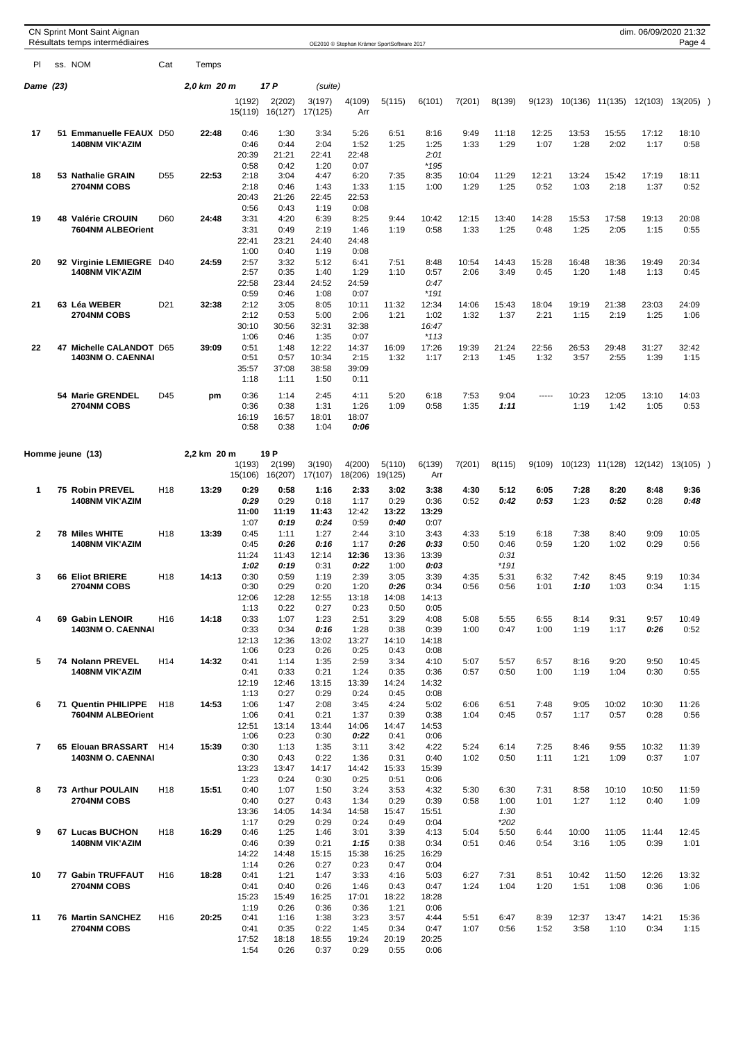CN Sprint Mont Saint Aignan
Résultats temps intermédiaires

OE2010 © Stephan Krämer SportSoftware 2017

dim. 06/09/2020 21:32

## Dame (23) — 2,0 km 20 m — 17 P (suite)

| Pl | ss. | NOM | Cat | Temps | 1(192) / 15(119) | 2(202) / 16(127) | 3(197) / 17(125) | 4(109) / Arr | 5(115) | 6(101) | 7(201) | 8(139) | 9(123) | 10(136) | 11(135) | 12(103) | 13(205) |
|---|---|---|---|---|---|---|---|---|---|---|---|---|---|---|---|---|---|
| 17 | 51 | Emmanuelle FEAUX 1408NM VIK'AZIM | D50 | 22:48 | 0:46 / 0:46 / 20:39 / 0:58 | 1:30 / 0:44 / 21:21 / 0:42 | 3:34 / 2:04 / 22:41 / 1:20 | 5:26 / 1:52 / 22:48 / 0:07 | 6:51 / 1:25 | 8:16 / 1:25 / *2:01* / *195 | 9:49 / 1:33 | 11:18 / 1:29 | 12:25 / 1:07 | 13:53 / 1:28 | 15:55 / 2:02 | 17:12 / 1:17 | 18:10 / 0:58 |
| 18 | 53 | Nathalie GRAIN 2704NM COBS | D55 | 22:53 | 2:18 / 2:18 / 20:43 / 0:56 | 3:04 / 0:46 / 21:26 / 0:43 | 4:47 / 1:43 / 22:45 / 1:19 | 6:20 / 1:33 / 22:53 / 0:08 | 7:35 / 1:15 | 8:35 / 1:00 | 10:04 / 1:29 | 11:29 / 1:25 | 12:21 / 0:52 | 13:24 / 1:03 | 15:42 / 2:18 | 17:19 / 1:37 | 18:11 / 0:52 |
| 19 | 48 | Valérie CROUIN 7604NM ALBEOrient | D60 | 24:48 | 3:31 / 3:31 / 22:41 / 1:00 | 4:20 / 0:49 / 23:21 / 0:40 | 6:39 / 2:19 / 24:40 / 1:19 | 8:25 / 1:46 / 24:48 / 0:08 | 9:44 / 1:19 | 10:42 / 0:58 | 12:15 / 1:33 | 13:40 / 1:25 | 14:28 / 0:48 | 15:53 / 1:25 | 17:58 / 2:05 | 19:13 / 1:15 | 20:08 / 0:55 |
| 20 | 92 | Virginie LEMIEGRE 1408NM VIK'AZIM | D40 | 24:59 | 2:57 / 2:57 / 22:58 / 0:59 | 3:32 / 0:35 / 23:44 / 0:46 | 5:12 / 1:40 / 24:52 / 1:08 | 6:41 / 1:29 / 24:59 / 0:07 | 7:51 / 1:10 | 8:48 / 0:57 / *0:47* / *191 | 10:54 / 2:06 | 14:43 / 3:49 | 15:28 / 0:45 | 16:48 / 1:20 | 18:36 / 1:48 | 19:49 / 1:13 | 20:34 / 0:45 |
| 21 | 63 | Léa WEBER 2704NM COBS | D21 | 32:38 | 2:12 / 2:12 / 30:10 / 1:06 | 3:05 / 0:53 / 30:56 / 0:46 | 8:05 / 5:00 / 32:31 / 1:35 | 10:11 / 2:06 / 32:38 / 0:07 | 11:32 / 1:21 | 12:34 / 1:02 / *16:47* / *113 | 14:06 / 1:32 | 15:43 / 1:37 | 18:04 / 2:21 | 19:19 / 1:15 | 21:38 / 2:19 | 23:03 / 1:25 | 24:09 / 1:06 |
| 22 | 47 | Michelle CALANDOT 1403NM O. CAENNAI | D65 | 39:09 | 0:51 / 0:51 / 35:57 / 1:18 | 1:48 / 0:57 / 37:08 / 1:11 | 12:22 / 10:34 / 38:58 / 1:50 | 14:37 / 2:15 / 39:09 / 0:11 | 16:09 / 1:32 | 17:26 / 1:17 | 19:39 / 2:13 | 21:24 / 1:45 | 22:56 / 1:32 | 26:53 / 3:57 | 29:48 / 2:55 | 31:27 / 1:39 | 32:42 / 1:15 |
| | 54 | Marie GRENDEL 2704NM COBS | D45 | pm | 0:36 / 0:36 / 16:19 / 0:58 | 1:14 / 0:38 / 16:57 / 0:38 | 2:45 / 1:31 / 18:01 / 1:04 | 4:11 / 1:26 / 18:07 / ***0:06*** | 5:20 / 1:09 | 6:18 / 0:58 | 7:53 / 1:35 | 9:04 / ***1:11*** | ----- | 10:23 / 1:19 | 12:05 / 1:42 | 13:10 / 1:05 | 14:03 / 0:53 |

## Homme jeune (13) — 2,2 km 20 m — 19 P

| Pl | ss. | NOM | Cat | Temps | 1(193) / 15(106) | 2(199) / 16(207) | 3(190) / 17(107) | 4(200) / 18(206) | 5(110) / 19(125) | 6(139) / Arr | 7(201) | 8(115) | 9(109) | 10(123) | 11(128) | 12(142) | 13(105) |
|---|---|---|---|---|---|---|---|---|---|---|---|---|---|---|---|---|---|
| 1 | 75 | Robin PREVEL 1408NM VIK'AZIM | H18 | 13:29 | **0:29** / ***0:29*** / **11:00** / 1:07 | **0:58** / 0:29 / **11:19** / ***0:19*** | **1:16** / 0:18 / **11:43** / ***0:24*** | **2:33** / 1:17 / 12:42 / 0:59 | **3:02** / 0:29 / **13:22** / ***0:40*** | **3:38** / 0:36 / **13:29** / 0:07 | **4:30** / 0:52 | **5:12** / ***0:42*** | **6:05** / ***0:53*** | **7:28** / 1:23 | **8:20** / ***0:52*** | **8:48** / 0:28 | **9:36** / ***0:48*** |
| 2 | 78 | Miles WHITE 1408NM VIK'AZIM | H18 | 13:39 | 0:45 / 0:45 / 11:24 / ***1:02*** | 1:11 / ***0:26*** / 11:43 / ***0:19*** | 1:27 / ***0:16*** / 12:14 / 0:31 | 2:44 / 1:17 / **12:36** / ***0:22*** | 3:10 / ***0:26*** / 13:36 / 1:00 | 3:43 / ***0:33*** / 13:39 / ***0:03*** | 4:33 / 0:50 | 5:19 / 0:46 / *0:31* / *191 | 6:18 / 0:59 | 7:38 / 1:20 | 8:40 / 1:02 | 9:09 / 0:29 | 10:05 / 0:56 |
| 3 | 66 | Eliot BRIERE 2704NM COBS | H18 | 14:13 | 0:30 / 0:30 / 12:06 / 1:13 | 0:59 / 0:29 / 12:28 / 0:22 | 1:19 / 0:20 / 12:55 / 0:27 | 2:39 / 1:20 / 13:18 / 0:23 | 3:05 / ***0:26*** / 14:08 / 0:50 | 3:39 / 0:34 / 14:13 / 0:05 | 4:35 / 0:56 | 5:31 / 0:56 | 6:32 / 1:01 | 7:42 / ***1:10*** | 8:45 / 1:03 | 9:19 / 0:34 | 10:34 / 1:15 |
| 4 | 69 | Gabin LENOIR 1403NM O. CAENNAI | H16 | 14:18 | 0:33 / 0:33 / 12:13 / 1:06 | 1:07 / 0:34 / 12:36 / 0:23 | 1:23 / ***0:16*** / 13:02 / 0:26 | 2:51 / 1:28 / 13:27 / 0:25 | 3:29 / 0:38 / 14:10 / 0:43 | 4:08 / 0:39 / 14:18 / 0:08 | 5:08 / 1:00 | 5:55 / 0:47 | 6:55 / 1:00 | 8:14 / 1:19 | 9:31 / 1:17 | 9:57 / ***0:26*** | 10:49 / 0:52 |
| 5 | 74 | Nolann PREVEL 1408NM VIK'AZIM | H14 | 14:32 | 0:41 / 0:41 / 12:19 / 1:13 | 1:14 / 0:33 / 12:46 / 0:27 | 1:35 / 0:21 / 13:15 / 0:29 | 2:59 / 1:24 / 13:39 / 0:24 | 3:34 / 0:35 / 14:24 / 0:45 | 4:10 / 0:36 / 14:32 / 0:08 | 5:07 / 0:57 | 5:57 / 0:50 | 6:57 / 1:00 | 8:16 / 1:19 | 9:20 / 1:04 | 9:50 / 0:30 | 10:45 / 0:55 |
| 6 | 71 | Quentin PHILIPPE 7604NM ALBEOrient | H18 | 14:53 | 1:06 / 1:06 / 12:51 / 1:06 | 1:47 / 0:41 / 13:14 / 0:23 | 2:08 / 0:21 / 13:44 / 0:30 | 3:45 / 1:37 / 14:06 / ***0:22*** | 4:24 / 0:39 / 14:47 / 0:41 | 5:02 / 0:38 / 14:53 / 0:06 | 6:06 / 1:04 | 6:51 / 0:45 | 7:48 / 0:57 | 9:05 / 1:17 | 10:02 / 0:57 | 10:30 / 0:28 | 11:26 / 0:56 |
| 7 | 65 | Elouan BRASSART 1403NM O. CAENNAI | H14 | 15:39 | 0:30 / 0:30 / 13:23 / 1:23 | 1:13 / 0:43 / 13:47 / 0:24 | 1:35 / 0:22 / 14:17 / 0:30 | 3:11 / 1:36 / 14:42 / 0:25 | 3:42 / 0:31 / 15:33 / 0:51 | 4:22 / 0:40 / 15:39 / 0:06 | 5:24 / 1:02 | 6:14 / 0:50 | 7:25 / 1:11 | 8:46 / 1:21 | 9:55 / 1:09 | 10:32 / 0:37 | 11:39 / 1:07 |
| 8 | 73 | Arthur POULAIN 2704NM COBS | H18 | 15:51 | 0:40 / 0:40 / 13:36 / 1:17 | 1:07 / 0:27 / 14:05 / 0:29 | 1:50 / 0:43 / 14:34 / 0:29 | 3:24 / 1:34 / 14:58 / 0:24 | 3:53 / 0:29 / 15:47 / 0:49 | 4:32 / 0:39 / 15:51 / 0:04 | 5:30 / 0:58 | 6:30 / 1:00 / *1:30* / *202 | 7:31 / 1:01 | 8:58 / 1:27 | 10:10 / 1:12 | 10:50 / 0:40 | 11:59 / 1:09 |
| 9 | 67 | Lucas BUCHON 1408NM VIK'AZIM | H18 | 16:29 | 0:46 / 0:46 / 14:22 / 1:14 | 1:25 / 0:39 / 14:48 / 0:26 | 1:46 / 0:21 / 15:15 / 0:27 | 3:01 / ***1:15*** / 15:38 / 0:23 | 3:39 / 0:38 / 16:25 / 0:47 | 4:13 / 0:34 / 16:29 / 0:04 | 5:04 / 0:51 | 5:50 / 0:46 | 6:44 / 0:54 | 10:00 / 3:16 | 11:05 / 1:05 | 11:44 / 0:39 | 12:45 / 1:01 |
| 10 | 77 | Gabin TRUFFAUT 2704NM COBS | H16 | 18:28 | 0:41 / 0:41 / 15:23 / 1:19 | 1:21 / 0:40 / 15:49 / 0:26 | 1:47 / 0:26 / 16:25 / 0:36 | 3:33 / 1:46 / 17:01 / 0:36 | 4:16 / 0:43 / 18:22 / 1:21 | 5:03 / 0:47 / 18:28 / 0:06 | 6:27 / 1:24 | 7:31 / 1:04 | 8:51 / 1:20 | 10:42 / 1:51 | 11:50 / 1:08 | 12:26 / 0:36 | 13:32 / 1:06 |
| 11 | 76 | Martin SANCHEZ 2704NM COBS | H16 | 20:25 | 0:41 / 0:41 / 17:52 / 1:54 | 1:16 / 0:35 / 18:18 / 0:26 | 1:38 / 0:22 / 18:55 / 0:37 | 3:23 / 1:45 / 19:24 / 0:29 | 3:57 / 0:34 / 20:19 / 0:55 | 4:44 / 0:47 / 20:25 / 0:06 | 5:51 / 1:07 | 6:47 / 0:56 | 8:39 / 1:52 | 12:37 / 3:58 | 13:47 / 1:10 | 14:21 / 0:34 | 15:36 / 1:15 |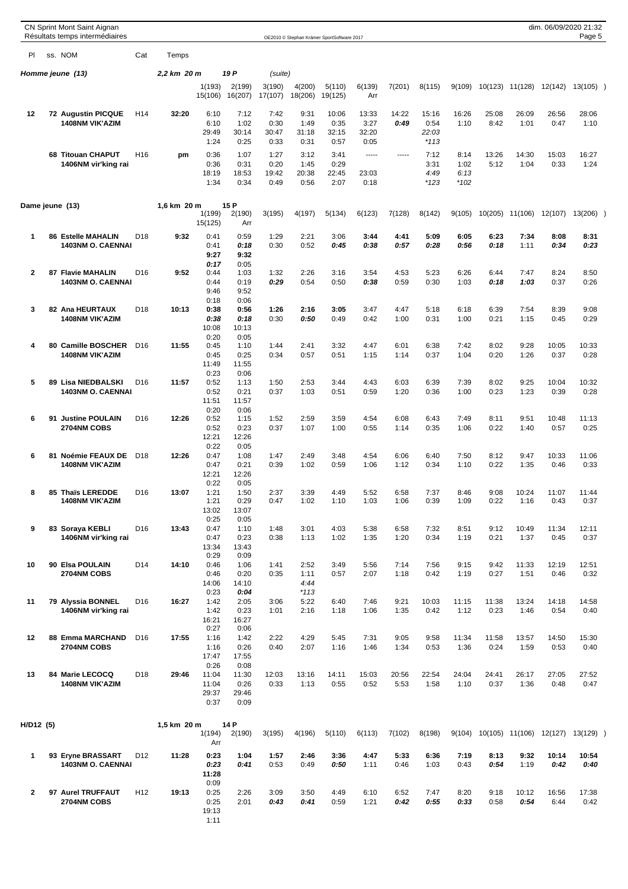CN Sprint Mont Saint Aignan
Résultats temps intermédiaires

OE2010 © Stephan Krämer SportSoftware 2017

dim. 06/09/2020 21:32

| Pl | ss. NOM | Cat | Temps | | | | | | | | | | | | | |
|---|---|---|---|---|---|---|---|---|---|---|---|---|---|---|---|---|

## Homme jeune (13) — 2,2 km 20 m 19 P (suite)

| Pl | ss. NOM | Cat | Temps | 1(193) 15(106) | 2(199) 16(207) | 3(190) 17(107) | 4(200) 18(206) | 5(110) 19(125) | 6(139) Arr | 7(201) | 8(115) | 9(109) | 10(123) | 11(128) | 12(142) | 13(105) |
|---|---|---|---|---|---|---|---|---|---|---|---|---|---|---|---|---|
| 12 | 72 Augustin PICQUE 1408NM VIK'AZIM | H14 | 32:20 | 6:10 / 6:10 / 29:49 / 1:24 | 7:12 / 1:02 / 30:14 / 0:25 | 7:42 / 0:30 / 30:47 / 0:33 | 9:31 / 1:49 / 31:18 / 0:31 | 10:06 / 0:35 / 32:15 / 0:57 | 13:33 / 3:27 / 32:20 / 0:05 | 14:22 / 0:49 | 15:16 / 0:54 / 22:03 / *113 | 16:26 / 1:10 | 25:08 / 8:42 | 26:09 / 1:01 | 26:56 / 0:47 | 28:06 / 1:10 |
| | 68 Titouan CHAPUT 1406NM vir'king rai | H16 | pm | 0:36 / 0:36 / 18:19 / 1:34 | 1:07 / 0:31 / 18:53 / 0:34 | 1:27 / 0:20 / 19:42 / 0:49 | 3:12 / 1:45 / 20:38 / 0:56 | 3:41 / 0:29 / 22:45 / 2:07 | ----- / / 23:03 / 0:18 | ----- | 7:12 / 3:31 / 4:49 / *123 | 8:14 / 1:02 / 6:13 / *102 | 13:26 / 5:12 | 14:30 / 1:04 | 15:03 / 0:33 | 16:27 / 1:24 |

## Dame jeune (13) — 1,6 km 20 m 15 P

| Pl | ss. NOM | Cat | Temps | 1(199) 15(125) | 2(190) Arr | 3(195) | 4(197) | 5(134) | 6(123) | 7(128) | 8(142) | 9(105) | 10(205) | 11(106) | 12(107) | 13(206) |
|---|---|---|---|---|---|---|---|---|---|---|---|---|---|---|---|---|
| 1 | 86 Estelle MAHALIN 1403NM O. CAENNAI | D18 | 9:32 | 0:41 / 0:41 / 9:27 / 0:17 | 0:59 / 0:18 / 9:32 / 0:05 | 1:29 / 0:30 | 2:21 / 0:52 | 3:06 / 0:45 | 3:44 / 0:38 | 4:41 / 0:57 | 5:09 / 0:28 | 6:05 / 0:56 | 6:23 / 0:18 | 7:34 / 1:11 | 8:08 / 0:34 | 8:31 / 0:23 |
| 2 | 87 Flavie MAHALIN 1403NM O. CAENNAI | D16 | 9:52 | 0:44 / 0:44 / 9:46 / 0:18 | 1:03 / 0:19 / 9:52 / 0:06 | 1:32 / 0:29 | 2:26 / 0:54 | 3:16 / 0:50 | 3:54 / 0:38 | 4:53 / 0:59 | 5:23 / 0:30 | 6:26 / 1:03 | 6:44 / 0:18 | 7:47 / 1:03 | 8:24 / 0:37 | 8:50 / 0:26 |
| 3 | 82 Ana HEURTAUX 1408NM VIK'AZIM | D18 | 10:13 | 0:38 / 0:38 / 10:08 / 0:20 | 0:56 / 0:18 / 10:13 / 0:05 | 1:26 / 0:30 | 2:16 / 0:50 | 3:05 / 0:49 | 3:47 / 0:42 | 4:47 / 1:00 | 5:18 / 0:31 | 6:18 / 1:00 | 6:39 / 0:21 | 7:54 / 1:15 | 8:39 / 0:45 | 9:08 / 0:29 |
| 4 | 80 Camille BOSCHER 1408NM VIK'AZIM | D16 | 11:55 | 0:45 / 0:45 / 11:49 / 0:23 | 1:10 / 0:25 / 11:55 / 0:06 | 1:44 / 0:34 | 2:41 / 0:57 | 3:32 / 0:51 | 4:47 / 1:15 | 6:01 / 1:14 | 6:38 / 0:37 | 7:42 / 1:04 | 8:02 / 0:20 | 9:28 / 1:26 | 10:05 / 0:37 | 10:33 / 0:28 |
| 5 | 89 Lisa NIEDBALSKI 1403NM O. CAENNAI | D16 | 11:57 | 0:52 / 0:52 / 11:51 / 0:20 | 1:13 / 0:21 / 11:57 / 0:06 | 1:50 / 0:37 | 2:53 / 1:03 | 3:44 / 0:51 | 4:43 / 0:59 | 6:03 / 1:20 | 6:39 / 0:36 | 7:39 / 1:00 | 8:02 / 0:23 | 9:25 / 1:23 | 10:04 / 0:39 | 10:32 / 0:28 |
| 6 | 91 Justine POULAIN 2704NM COBS | D16 | 12:26 | 0:52 / 0:52 / 12:21 / 0:22 | 1:15 / 0:23 / 12:26 / 0:05 | 1:52 / 0:37 | 2:59 / 1:07 | 3:59 / 1:00 | 4:54 / 0:55 | 6:08 / 1:14 | 6:43 / 0:35 | 7:49 / 1:06 | 8:11 / 0:22 | 9:51 / 1:40 | 10:48 / 0:57 | 11:13 / 0:25 |
| 6 | 81 Noémie FEAUX DE 1408NM VIK'AZIM | D18 | 12:26 | 0:47 / 0:47 / 12:21 / 0:22 | 1:08 / 0:21 / 12:26 / 0:05 | 1:47 / 0:39 | 2:49 / 1:02 | 3:48 / 0:59 | 4:54 / 1:06 | 6:06 / 1:12 | 6:40 / 0:34 | 7:50 / 1:10 | 8:12 / 0:22 | 9:47 / 1:35 | 10:33 / 0:46 | 11:06 / 0:33 |
| 8 | 85 Thaïs LEREDDE 1408NM VIK'AZIM | D16 | 13:07 | 1:21 / 1:21 / 13:02 / 0:25 | 1:50 / 0:29 / 13:07 / 0:05 | 2:37 / 0:47 | 3:39 / 1:02 | 4:49 / 1:10 | 5:52 / 1:03 | 6:58 / 1:06 | 7:37 / 0:39 | 8:46 / 1:09 | 9:08 / 0:22 | 10:24 / 1:16 | 11:07 / 0:43 | 11:44 / 0:37 |
| 9 | 83 Soraya KEBLI 1406NM vir'king rai | D16 | 13:43 | 0:47 / 0:47 / 13:34 / 0:29 | 1:10 / 0:23 / 13:43 / 0:09 | 1:48 / 0:38 | 3:01 / 1:13 | 4:03 / 1:02 | 5:38 / 1:35 | 6:58 / 1:20 | 7:32 / 0:34 | 8:51 / 1:19 | 9:12 / 0:21 | 10:49 / 1:37 | 11:34 / 0:45 | 12:11 / 0:37 |
| 10 | 90 Elsa POULAIN 2704NM COBS | D14 | 14:10 | 0:46 / 0:46 / 14:06 / 0:23 | 1:06 / 0:20 / 14:10 / 0:04 | 1:41 / 0:35 | 2:52 / 1:11 / 4:44 / *113 | 3:49 / 0:57 | 5:56 / 2:07 | 7:14 / 1:18 | 7:56 / 0:42 | 9:15 / 1:19 | 9:42 / 0:27 | 11:33 / 1:51 | 12:19 / 0:46 | 12:51 / 0:32 |
| 11 | 79 Alyssia BONNEL 1406NM vir'king rai | D16 | 16:27 | 1:42 / 1:42 / 16:21 / 0:27 | 2:05 / 0:23 / 16:27 / 0:06 | 3:06 / 1:01 | 5:22 / 2:16 | 6:40 / 1:18 | 7:46 / 1:06 | 9:21 / 1:35 | 10:03 / 0:42 | 11:15 / 1:12 | 11:38 / 0:23 | 13:24 / 1:46 | 14:18 / 0:54 | 14:58 / 0:40 |
| 12 | 88 Emma MARCHAND 2704NM COBS | D16 | 17:55 | 1:16 / 1:16 / 17:47 / 0:26 | 1:42 / 0:26 / 17:55 / 0:08 | 2:22 / 0:40 | 4:29 / 2:07 | 5:45 / 1:16 | 7:31 / 1:46 | 9:05 / 1:34 | 9:58 / 0:53 | 11:34 / 1:36 | 11:58 / 0:24 | 13:57 / 1:59 | 14:50 / 0:53 | 15:30 / 0:40 |
| 13 | 84 Marie LECOCQ 1408NM VIK'AZIM | D18 | 29:46 | 11:04 / 11:04 / 29:37 / 0:37 | 11:30 / 0:26 / 29:46 / 0:09 | 12:03 / 0:33 | 13:16 / 1:13 | 14:11 / 0:55 | 15:03 / 0:52 | 20:56 / 5:53 | 22:54 / 1:58 | 24:04 / 1:10 | 24:41 / 0:37 | 26:17 / 1:36 | 27:05 / 0:48 | 27:52 / 0:47 |

## H/D12 (5) — 1,5 km 20 m 14 P

| Pl | ss. NOM | Cat | Temps | 1(194) Arr | 2(190) | 3(195) | 4(196) | 5(110) | 6(113) | 7(102) | 8(198) | 9(104) | 10(105) | 11(106) | 12(127) | 13(129) |
|---|---|---|---|---|---|---|---|---|---|---|---|---|---|---|---|---|
| 1 | 93 Eryne BRASSART 1403NM O. CAENNAI | D12 | 11:28 | 0:23 / 0:23 / 11:28 / 0:09 | 1:04 / 0:41 | 1:57 / 0:53 | 2:46 / 0:49 | 3:36 / 0:50 | 4:47 / 1:11 | 5:33 / 0:46 | 6:36 / 1:03 | 7:19 / 0:43 | 8:13 / 0:54 | 9:32 / 1:19 | 10:14 / 0:42 | 10:54 / 0:40 |
| 2 | 97 Aurel TRUFFAUT 2704NM COBS | H12 | 19:13 | 0:25 / 0:25 / 19:13 / 1:11 | 2:26 / 2:01 | 3:09 / 0:43 | 3:50 / 0:41 | 4:49 / 0:59 | 6:10 / 1:21 | 6:52 / 0:42 | 7:47 / 0:55 | 8:20 / 0:33 | 9:18 / 0:58 | 10:12 / 0:54 | 16:56 / 6:44 | 17:38 / 0:42 |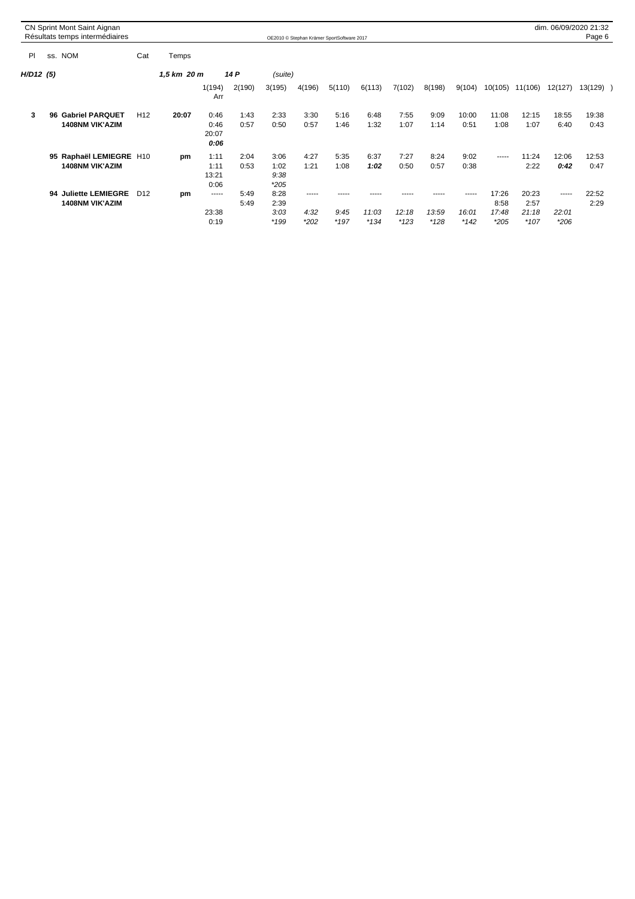| Pl | ss. NOM | Cat | Temps | | | | | | | | | | | | | | |
|---|---|---|---|---|---|---|---|---|---|---|---|---|---|---|---|---|---|
| ***H/D12 (5)*** | | | ***1,5 km 20 m*** | ***14 P*** | | ***(suite)*** | | | | | | | | | | | |
| | | | | 1(194) Arr | 2(190) | 3(195) | 4(196) | 5(110) | 6(113) | 7(102) | 8(198) | 9(104) | 10(105) | 11(106) | 12(127) | 13(129) ) | |
| **3** | **96 Gabriel PARQUET** **1408NM VIK'AZIM** | H12 | **20:07** | 0:46 0:46 20:07 ***0:06*** | 1:43 0:57 | 2:33 0:50 | 3:30 0:57 | 5:16 1:46 | 6:48 1:32 | 7:55 1:07 | 9:09 1:14 | 10:00 0:51 | 11:08 1:08 | 12:15 1:07 | 18:55 6:40 | 19:38 0:43 | |
| | **95 Raphaël LEMIEGRE** **1408NM VIK'AZIM** | H10 | **pm** | 1:11 1:11 13:21 0:06 | 2:04 0:53 | 3:06 1:02 *9:38* *\*205* | 4:27 1:21 | 5:35 1:08 | 6:37 ***1:02*** | 7:27 0:50 | 8:24 0:57 | 9:02 0:38 | ----- | 11:24 2:22 | 12:06 ***0:42*** | 12:53 0:47 | |
| | **94 Juliette LEMIEGRE** **1408NM VIK'AZIM** | D12 | **pm** | ----- 23:38 0:19 | 5:49 5:49 | 8:28 2:39 *3:03* *\*199* | ----- *4:32* *\*202* | ----- *9:45* *\*197* | ----- *11:03* *\*134* | ----- *12:18* *\*123* | ----- *13:59* *\*128* | ----- *16:01* *\*142* | 17:26 8:58 *17:48* *\*205* | 20:23 2:57 *21:18* *\*107* | ----- *22:01* *\*206* | 22:52 2:29 | |